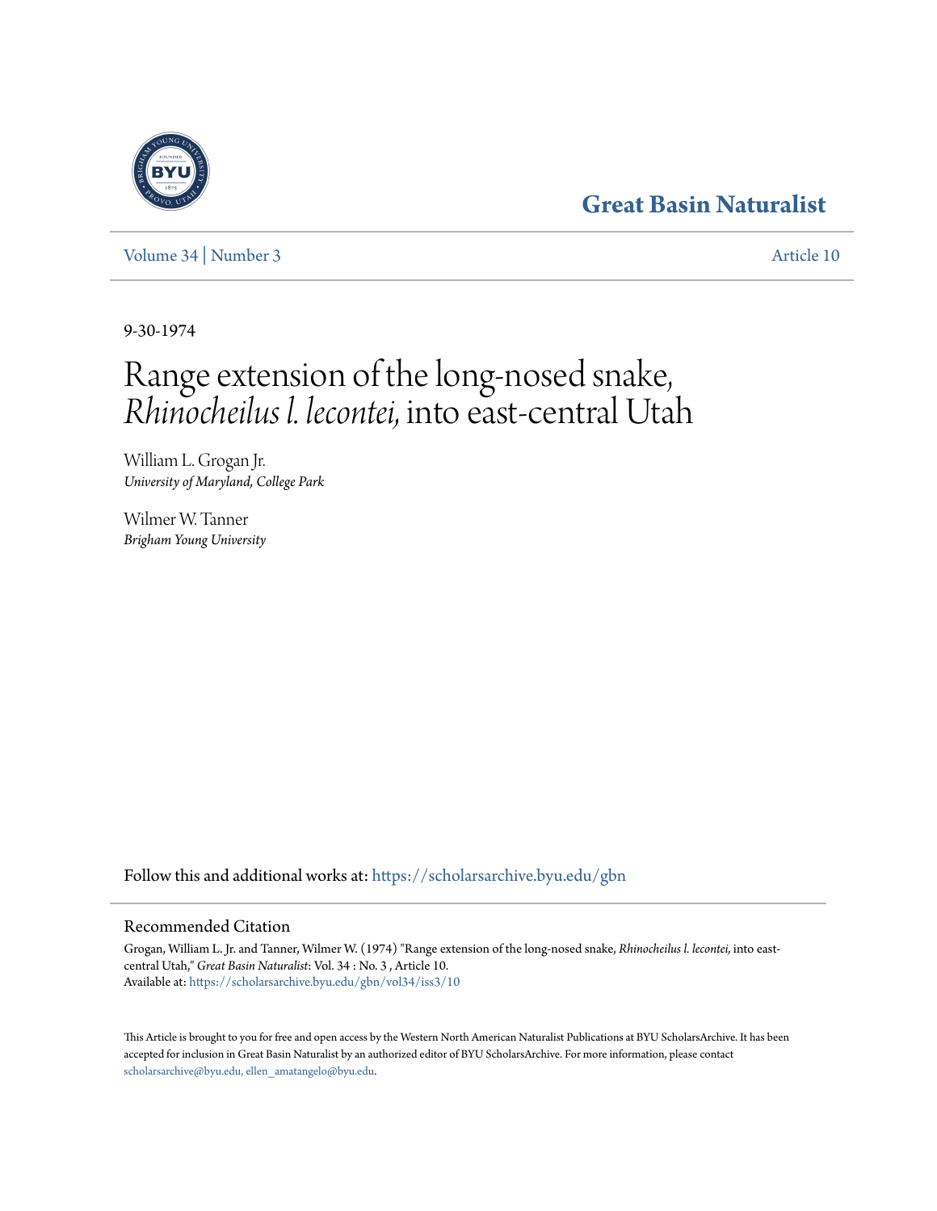# Great Basin Naturalist

Volume 34 | Number 3 Article 10

9-30-1974

# Range extension of the long-nosed snake, *Rhinocheilus l. lecontei,* into east-central Utah

William L. Grogan Jr.
*University of Maryland, College Park*

Wilmer W. Tanner
*Brigham Young University*

Follow this and additional works at: https://scholarsarchive.byu.edu/gbn

## Recommended Citation

Grogan, William L. Jr. and Tanner, Wilmer W. (1974) "Range extension of the long-nosed snake, *Rhinocheilus l. lecontei,* into east-central Utah," *Great Basin Naturalist*: Vol. 34 : No. 3 , Article 10.
Available at: https://scholarsarchive.byu.edu/gbn/vol34/iss3/10

This Article is brought to you for free and open access by the Western North American Naturalist Publications at BYU ScholarsArchive. It has been accepted for inclusion in Great Basin Naturalist by an authorized editor of BYU ScholarsArchive. For more information, please contact scholarsarchive@byu.edu, ellen_amatangelo@byu.edu.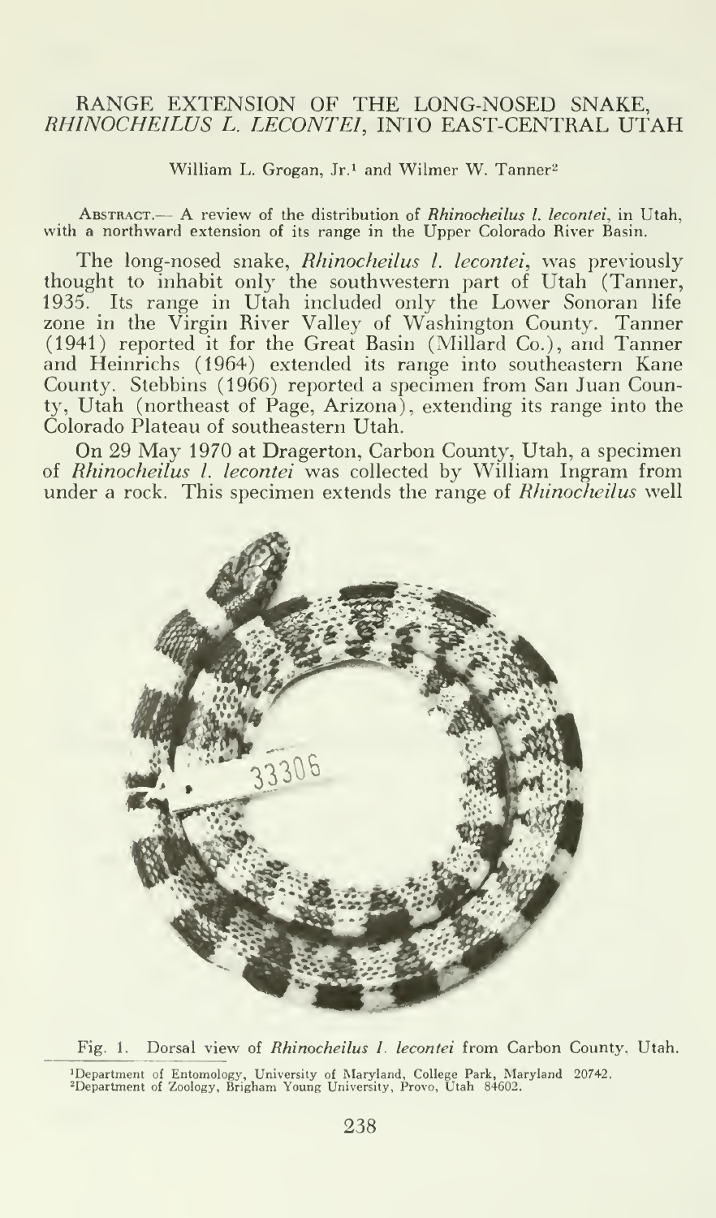# RANGE EXTENSION OF THE LONG-NOSED SNAKE, *RHINOCHEILUS L. LECONTEI*, INTO EAST-CENTRAL UTAH

William L. Grogan, Jr.[1] and Wilmer W. Tanner[2]

ABSTRACT.— A review of the distribution of *Rhinocheilus l. lecontei*, in Utah, with a northward extension of its range in the Upper Colorado River Basin.

The long-nosed snake, *Rhinocheilus l. lecontei*, was previously thought to inhabit only the southwestern part of Utah (Tanner, 1935. Its range in Utah included only the Lower Sonoran life zone in the Virgin River Valley of Washington County. Tanner (1941) reported it for the Great Basin (Millard Co.), and Tanner and Heinrichs (1964) extended its range into southeastern Kane County. Stebbins (1966) reported a specimen from San Juan County, Utah (northeast of Page, Arizona), extending its range into the Colorado Plateau of southeastern Utah.

On 29 May 1970 at Dragerton, Carbon County, Utah, a specimen of *Rhinocheilus l. lecontei* was collected by William Ingram from under a rock. This specimen extends the range of *Rhinocheilus* well

Fig. 1. Dorsal view of *Rhinocheilus l. lecontei* from Carbon County, Utah.

[1]Department of Entomology, University of Maryland, College Park, Maryland 20742.
[2]Department of Zoology, Brigham Young University, Provo, Utah 84602.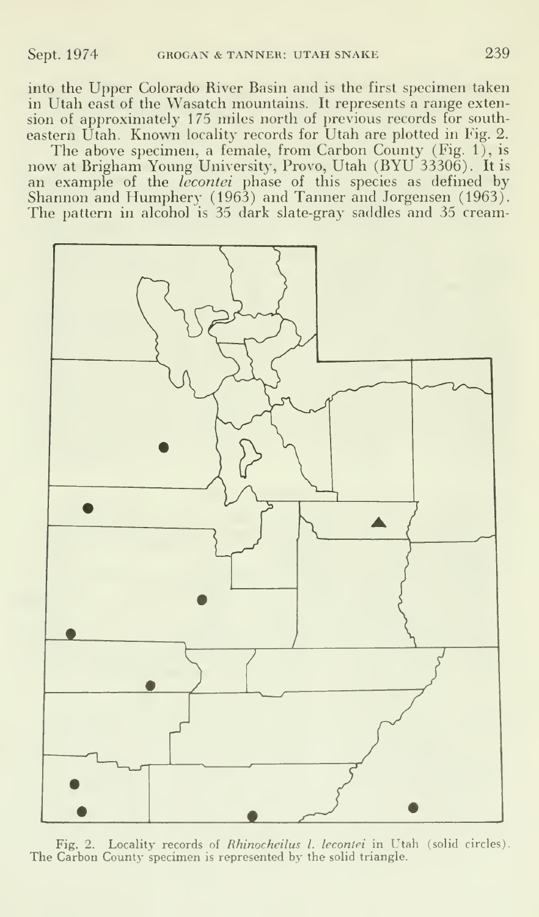into the Upper Colorado River Basin and is the first specimen taken in Utah east of the Wasatch mountains. It represents a range extension of approximately 175 miles north of previous records for southeastern Utah. Known locality records for Utah are plotted in Fig. 2.

The above specimen, a female, from Carbon County (Fig. 1), is now at Brigham Young University, Provo, Utah (BYU 33306). It is an example of the *lecontei* phase of this species as defined by Shannon and Humphery (1963) and Tanner and Jorgensen (1963). The pattern in alcohol is 35 dark slate-gray saddles and 35 cream-

Fig. 2. Locality records of *Rhinocheilus l. lecontei* in Utah (solid circles). The Carbon County specimen is represented by the solid triangle.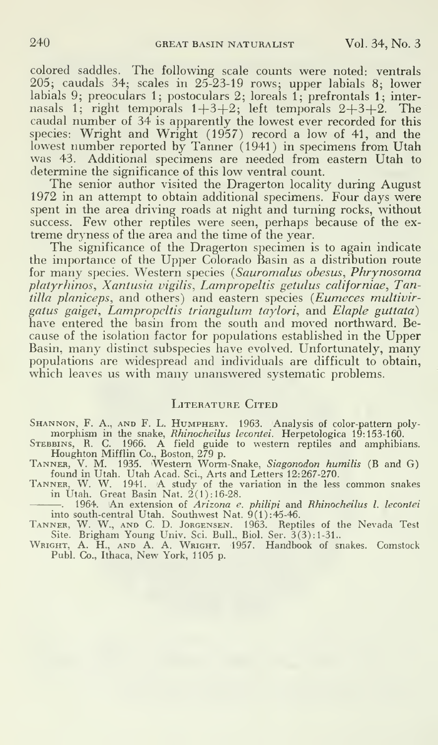colored saddles. The following scale counts were noted: ventrals 205; caudals 34; scales in 25-23-19 rows; upper labials 8; lower labials 9; preoculars 1; postoculars 2; loreals 1; prefrontals 1; internasals 1; right temporals 1+3+2; left temporals 2+3+2. The caudal number of 34 is apparently the lowest ever recorded for this species: Wright and Wright (1957) record a low of 41, and the lowest number reported by Tanner (1941) in specimens from Utah was 43. Additional specimens are needed from eastern Utah to determine the significance of this low ventral count.

The senior author visited the Dragerton locality during August 1972 in an attempt to obtain additional specimens. Four days were spent in the area driving roads at night and turning rocks, without success. Few other reptiles were seen, perhaps because of the extreme dryness of the area and the time of the year.

The significance of the Dragerton specimen is to again indicate the importance of the Upper Colorado Basin as a distribution route for many species. Western species (*Sauromalus obesus*, *Phrynosoma platyrhinos*, *Xantusia vigilis*, *Lampropeltis getulus californiae*, *Tantilla planiceps*, and others) and eastern species (*Eumeces multivirgatus gaigei*, *Lampropeltis triangulum taylori*, and *Elaple guttata*) have entered the basin from the south and moved northward. Because of the isolation factor for populations established in the Upper Basin, many distinct subspecies have evolved. Unfortunately, many populations are widespread and individuals are difficult to obtain, which leaves us with many unanswered systematic problems.

## Literature Cited

Shannon, F. A., and F. L. Humphery. 1963. Analysis of color-pattern polymorphism in the snake, *Rhinocheilus lecontei*. Herpetologica 19:153-160.

Stebbins, R. C. 1966. A field guide to western reptiles and amphibians. Houghton Mifflin Co., Boston, 279 p.

Tanner, V. M. 1935. Western Worm-Snake, *Siagonodon humilis* (B and G) found in Utah. Utah Acad. Sci., Arts and Letters 12:267-270.

Tanner, W. W. 1941. A study of the variation in the less common snakes in Utah. Great Basin Nat. 2(1):16-28.

———. 1964. An extension of *Arizona e. philipi* and *Rhinocheilus l. lecontei* into south-central Utah. Southwest Nat. 9(1):45-46.

Tanner, W. W., and C. D. Jorgensen. 1963. Reptiles of the Nevada Test Site. Brigham Young Univ. Sci. Bull., Biol. Ser. 3(3):1-31..

Wright, A. H., and A. A. Wright. 1957. Handbook of snakes. Comstock Publ. Co., Ithaca, New York, 1105 p.